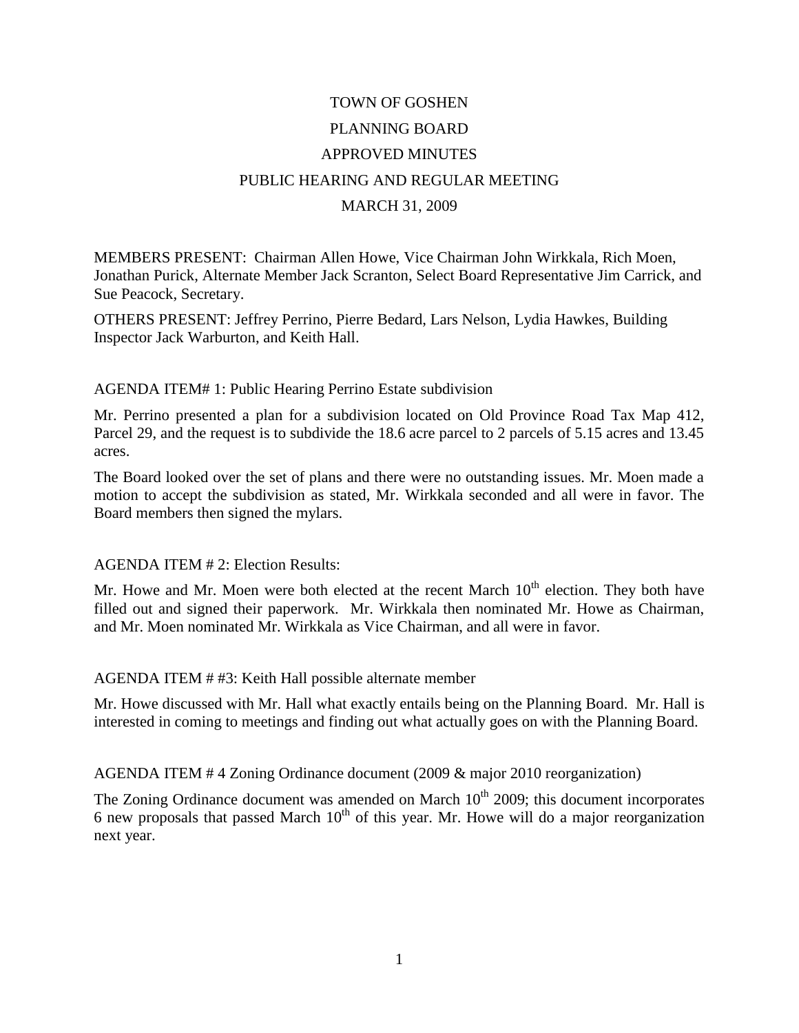# TOWN OF GOSHEN

## PLANNING BOARD

## APPROVED MINUTES

## PUBLIC HEARING AND REGULAR MEETING

## MARCH 31, 2009

MEMBERS PRESENT: Chairman Allen Howe, Vice Chairman John Wirkkala, Rich Moen, Jonathan Purick, Alternate Member Jack Scranton, Select Board Representative Jim Carrick, and Sue Peacock, Secretary.

OTHERS PRESENT: Jeffrey Perrino, Pierre Bedard, Lars Nelson, Lydia Hawkes, Building Inspector Jack Warburton, and Keith Hall.

AGENDA ITEM# 1: Public Hearing Perrino Estate subdivision

Mr. Perrino presented a plan for a subdivision located on Old Province Road Tax Map 412, Parcel 29, and the request is to subdivide the 18.6 acre parcel to 2 parcels of 5.15 acres and 13.45 acres.

The Board looked over the set of plans and there were no outstanding issues. Mr. Moen made a motion to accept the subdivision as stated, Mr. Wirkkala seconded and all were in favor. The Board members then signed the mylars.

AGENDA ITEM # 2: Election Results:

Mr. Howe and Mr. Moen were both elected at the recent March 10th election. They both have filled out and signed their paperwork. Mr. Wirkkala then nominated Mr. Howe as Chairman, and Mr. Moen nominated Mr. Wirkkala as Vice Chairman, and all were in favor.

AGENDA ITEM # #3: Keith Hall possible alternate member

Mr. Howe discussed with Mr. Hall what exactly entails being on the Planning Board. Mr. Hall is interested in coming to meetings and finding out what actually goes on with the Planning Board.

AGENDA ITEM # 4 Zoning Ordinance document (2009 & major 2010 reorganization)

The Zoning Ordinance document was amended on March 10th 2009; this document incorporates 6 new proposals that passed March 10th of this year. Mr. Howe will do a major reorganization next year.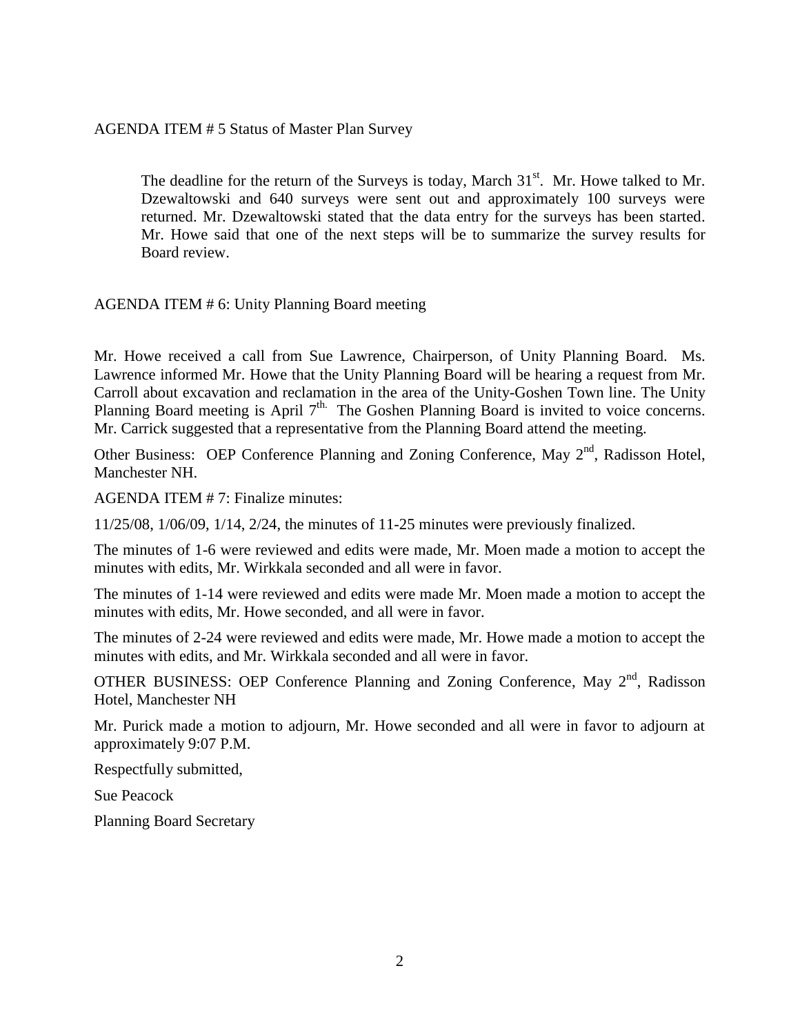AGENDA ITEM # 5 Status of Master Plan Survey

The deadline for the return of the Surveys is today, March 31st. Mr. Howe talked to Mr. Dzewaltowski and 640 surveys were sent out and approximately 100 surveys were returned. Mr. Dzewaltowski stated that the data entry for the surveys has been started. Mr. Howe said that one of the next steps will be to summarize the survey results for Board review.

AGENDA ITEM # 6: Unity Planning Board meeting

Mr. Howe received a call from Sue Lawrence, Chairperson, of Unity Planning Board. Ms. Lawrence informed Mr. Howe that the Unity Planning Board will be hearing a request from Mr. Carroll about excavation and reclamation in the area of the Unity-Goshen Town line. The Unity Planning Board meeting is April 7th. The Goshen Planning Board is invited to voice concerns. Mr. Carrick suggested that a representative from the Planning Board attend the meeting.

Other Business: OEP Conference Planning and Zoning Conference, May 2nd, Radisson Hotel, Manchester NH.

AGENDA ITEM # 7: Finalize minutes:

11/25/08, 1/06/09, 1/14, 2/24, the minutes of 11-25 minutes were previously finalized.

The minutes of 1-6 were reviewed and edits were made, Mr. Moen made a motion to accept the minutes with edits, Mr. Wirkkala seconded and all were in favor.

The minutes of 1-14 were reviewed and edits were made Mr. Moen made a motion to accept the minutes with edits, Mr. Howe seconded, and all were in favor.

The minutes of 2-24 were reviewed and edits were made, Mr. Howe made a motion to accept the minutes with edits, and Mr. Wirkkala seconded and all were in favor.

OTHER BUSINESS: OEP Conference Planning and Zoning Conference, May 2nd, Radisson Hotel, Manchester NH

Mr. Purick made a motion to adjourn, Mr. Howe seconded and all were in favor to adjourn at approximately 9:07 P.M.

Respectfully submitted,

Sue Peacock

Planning Board Secretary